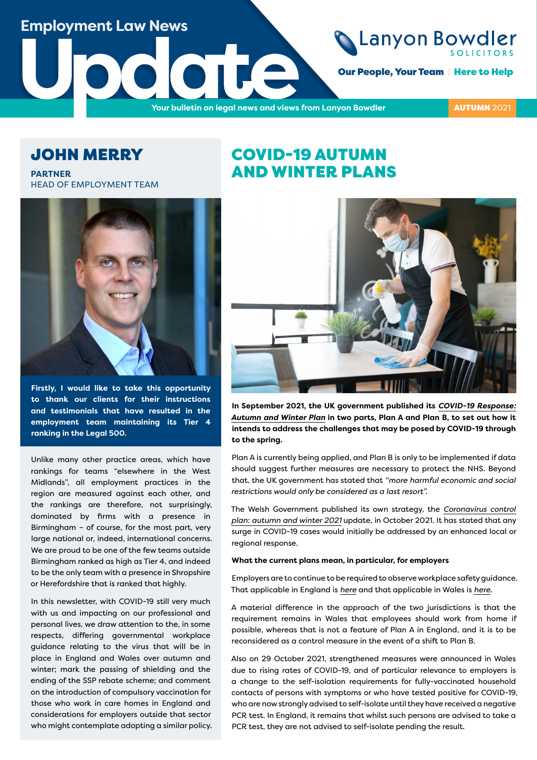# Employment Law News Update

Lanyon Bowdler SOLICITORS

**Our People, Your Team** | **Here to Help**

Your bulletin on legal news and views from Lanyon Bowdler

**AUTUMN** 2021

## JOHN MERRY

**PARTNER**
HEAD OF EMPLOYMENT TEAM

**Firstly, I would like to take this opportunity to thank our clients for their instructions and testimonials that have resulted in the employment team maintaining its Tier 4 ranking in the Legal 500.**

Unlike many other practice areas, which have rankings for teams "elsewhere in the West Midlands", all employment practices in the region are measured against each other, and the rankings are therefore, not surprisingly, dominated by firms with a presence in Birmingham – of course, for the most part, very large national or, indeed, international concerns. We are proud to be one of the few teams outside Birmingham ranked as high as Tier 4, and indeed to be the only team with a presence in Shropshire or Herefordshire that is ranked that highly.

In this newsletter, with COVID-19 still very much with us and impacting on our professional and personal lives, we draw attention to the, in some respects, differing governmental workplace guidance relating to the virus that will be in place in England and Wales over autumn and winter; mark the passing of shielding and the ending of the SSP rebate scheme; and comment on the introduction of compulsory vaccination for those who work in care homes in England and considerations for employers outside that sector who might contemplate adopting a similar policy.

## COVID-19 AUTUMN AND WINTER PLANS

**In September 2021, the UK government published its *COVID-19 Response: Autumn and Winter Plan* in two parts, Plan A and Plan B, to set out how it intends to address the challenges that may be posed by COVID-19 through to the spring.**

Plan A is currently being applied, and Plan B is only to be implemented if data should suggest further measures are necessary to protect the NHS. Beyond that, the UK government has stated that *"more harmful economic and social restrictions would only be considered as a last resort".*

The Welsh Government published its own strategy, the *Coronavirus control plan: autumn and winter 2021* update, in October 2021. It has stated that any surge in COVID-19 cases would initially be addressed by an enhanced local or regional response.

**What the current plans mean, in particular, for employers**

Employers are to continue to be required to observe workplace safety guidance. That applicable in England is *here* and that applicable in Wales is *here*.

A material difference in the approach of the two jurisdictions is that the requirement remains in Wales that employees should work from home if possible, whereas that is not a feature of Plan A in England, and it is to be reconsidered as a control measure in the event of a shift to Plan B.

Also on 29 October 2021, strengthened measures were announced in Wales due to rising rates of COVID-19, and of particular relevance to employers is a change to the self-isolation requirements for fully-vaccinated household contacts of persons with symptoms or who have tested positive for COVID-19, who are now strongly advised to self-isolate until they have received a negative PCR test. In England, it remains that whilst such persons are advised to take a PCR test, they are not advised to self-isolate pending the result.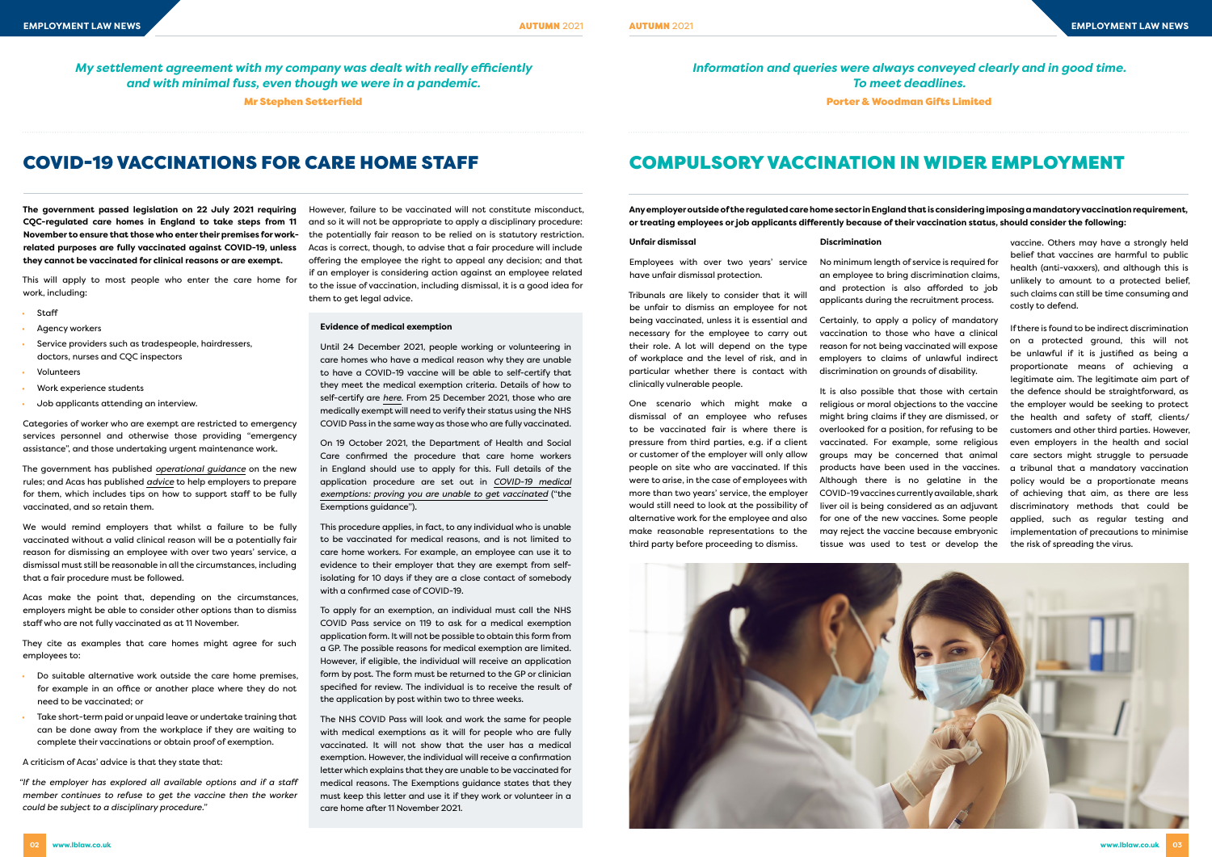*My settlement agreement with my company was dealt with really efficiently and with minimal fuss, even though we were in a pandemic.*

**Mr Stephen Setterfield**

## COVID-19 VACCINATIONS FOR CARE HOME STAFF

**The government passed legislation on 22 July 2021 requiring CQC-regulated care homes in England to take steps from 11 November to ensure that those who enter their premises for work-related purposes are fully vaccinated against COVID-19, unless they cannot be vaccinated for clinical reasons or are exempt.**

This will apply to most people who enter the care home for work, including:

- Staff
- Agency workers
- Service providers such as tradespeople, hairdressers, doctors, nurses and CQC inspectors
- Volunteers
- Work experience students
- Job applicants attending an interview.

Categories of worker who are exempt are restricted to emergency services personnel and otherwise those providing "emergency assistance", and those undertaking urgent maintenance work.

The government has published *operational guidance* on the new rules; and Acas has published *advice* to help employers to prepare for them, which includes tips on how to support staff to be fully vaccinated, and so retain them.

We would remind employers that whilst a failure to be fully vaccinated without a valid clinical reason will be a potentially fair reason for dismissing an employee with over two years' service, a dismissal must still be reasonable in all the circumstances, including that a fair procedure must be followed.

Acas make the point that, depending on the circumstances, employers might be able to consider other options than to dismiss staff who are not fully vaccinated as at 11 November.

They cite as examples that care homes might agree for such employees to:

- Do suitable alternative work outside the care home premises, for example in an office or another place where they do not need to be vaccinated; or
- Take short-term paid or unpaid leave or undertake training that can be done away from the workplace if they are waiting to complete their vaccinations or obtain proof of exemption.

A criticism of Acas' advice is that they state that:

*"If the employer has explored all available options and if a staff member continues to refuse to get the vaccine then the worker could be subject to a disciplinary procedure."*

However, failure to be vaccinated will not constitute misconduct, and so it will not be appropriate to apply a disciplinary procedure: the potentially fair reason to be relied on is statutory restriction. Acas is correct, though, to advise that a fair procedure will include offering the employee the right to appeal any decision; and that if an employer is considering action against an employee related to the issue of vaccination, including dismissal, it is a good idea for them to get legal advice.

### Evidence of medical exemption

Until 24 December 2021, people working or volunteering in care homes who have a medical reason why they are unable to have a COVID-19 vaccine will be able to self-certify that they meet the medical exemption criteria. Details of how to self-certify are *here*. From 25 December 2021, those who are medically exempt will need to verify their status using the NHS COVID Pass in the same way as those who are fully vaccinated.

On 19 October 2021, the Department of Health and Social Care confirmed the procedure that care home workers in England should use to apply for this. Full details of the application procedure are set out in *COVID-19 medical exemptions: proving you are unable to get vaccinated* ("the Exemptions guidance").

This procedure applies, in fact, to any individual who is unable to be vaccinated for medical reasons, and is not limited to care home workers. For example, an employee can use it to evidence to their employer that they are exempt from self-isolating for 10 days if they are a close contact of somebody with a confirmed case of COVID-19.

To apply for an exemption, an individual must call the NHS COVID Pass service on 119 to ask for a medical exemption application form. It will not be possible to obtain this form from a GP. The possible reasons for medical exemption are limited. However, if eligible, the individual will receive an application form by post. The form must be returned to the GP or clinician specified for review. The individual is to receive the result of the application by post within two to three weeks.

The NHS COVID Pass will look and work the same for people with medical exemptions as it will for people who are fully vaccinated. It will not show that the user has a medical exemption. However, the individual will receive a confirmation letter which explains that they are unable to be vaccinated for medical reasons. The Exemptions guidance states that they must keep this letter and use it if they work or volunteer in a care home after 11 November 2021.

*Information and queries were always conveyed clearly and in good time. To meet deadlines.*

**Porter & Woodman Gifts Limited**

## COMPULSORY VACCINATION IN WIDER EMPLOYMENT

**Any employer outside of the regulated care home sector in England that is considering imposing a mandatory vaccination requirement, or treating employees or job applicants differently because of their vaccination status, should consider the following:**

### Unfair dismissal

Employees with over two years' service have unfair dismissal protection.

Tribunals are likely to consider that it will be unfair to dismiss an employee for not being vaccinated, unless it is essential and necessary for the employee to carry out their role. A lot will depend on the type of workplace and the level of risk, and in particular whether there is contact with clinically vulnerable people.

One scenario which might make a dismissal of an employee who refuses to be vaccinated fair is where there is pressure from third parties, e.g. if a client or customer of the employer will only allow people on site who are vaccinated. If this were to arise, in the case of employees with more than two years' service, the employer would still need to look at the possibility of alternative work for the employee and also make reasonable representations to the third party before proceeding to dismiss.

### Discrimination

No minimum length of service is required for an employee to bring discrimination claims, and protection is also afforded to job applicants during the recruitment process.

Certainly, to apply a policy of mandatory vaccination to those who have a clinical reason for not being vaccinated will expose employers to claims of unlawful indirect discrimination on grounds of disability.

It is also possible that those with certain religious or moral objections to the vaccine might bring claims if they are dismissed, or overlooked for a position, for refusing to be vaccinated. For example, some religious groups may be concerned that animal products have been used in the vaccines. Although there is no gelatine in the COVID-19 vaccines currently available, shark liver oil is being considered as an adjuvant for one of the new vaccines. Some people may reject the vaccine because embryonic tissue was used to test or develop the vaccine. Others may have a strongly held belief that vaccines are harmful to public health (anti-vaxxers), and although this is unlikely to amount to a protected belief, such claims can still be time consuming and costly to defend.

If there is found to be indirect discrimination on a protected ground, this will not be unlawful if it is justified as being a proportionate means of achieving a legitimate aim. The legitimate aim part of the defence should be straightforward, as the employer would be seeking to protect the health and safety of staff, clients/customers and other third parties. However, even employers in the health and social care sectors might struggle to persuade a tribunal that a mandatory vaccination policy would be a proportionate means of achieving that aim, as there are less discriminatory methods that could be applied, such as regular testing and implementation of precautions to minimise the risk of spreading the virus.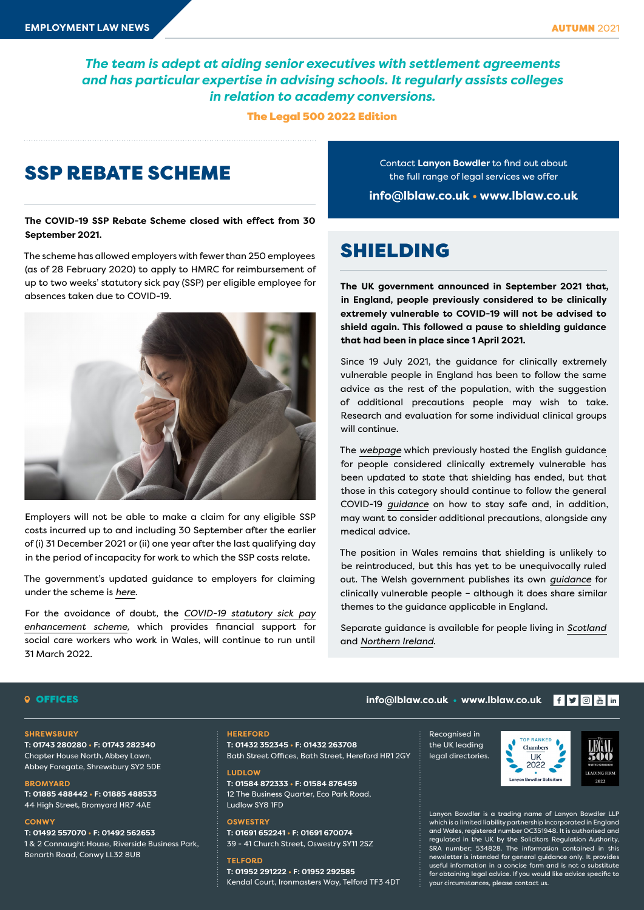*The team is adept at aiding senior executives with settlement agreements and has particular expertise in advising schools. It regularly assists colleges in relation to academy conversions.*

**The Legal 500 2022 Edition**

## SSP REBATE SCHEME

**The COVID-19 SSP Rebate Scheme closed with effect from 30 September 2021.**

The scheme has allowed employers with fewer than 250 employees (as of 28 February 2020) to apply to HMRC for reimbursement of up to two weeks' statutory sick pay (SSP) per eligible employee for absences taken due to COVID-19.

Employers will not be able to make a claim for any eligible SSP costs incurred up to and including 30 September after the earlier of (i) 31 December 2021 or (ii) one year after the last qualifying day in the period of incapacity for work to which the SSP costs relate.

The government's updated guidance to employers for claiming under the scheme is *here*.

For the avoidance of doubt, the *COVID-19 statutory sick pay enhancement scheme*, which provides financial support for social care workers who work in Wales, will continue to run until 31 March 2022.

Contact **Lanyon Bowdler** to find out about the full range of legal services we offer

**info@lblaw.co.uk • www.lblaw.co.uk**

## SHIELDING

**The UK government announced in September 2021 that, in England, people previously considered to be clinically extremely vulnerable to COVID-19 will not be advised to shield again. This followed a pause to shielding guidance that had been in place since 1 April 2021.**

Since 19 July 2021, the guidance for clinically extremely vulnerable people in England has been to follow the same advice as the rest of the population, with the suggestion of additional precautions people may wish to take. Research and evaluation for some individual clinical groups will continue.

The *webpage* which previously hosted the English guidance for people considered clinically extremely vulnerable has been updated to state that shielding has ended, but that those in this category should continue to follow the general COVID-19 *guidance* on how to stay safe and, in addition, may want to consider additional precautions, alongside any medical advice.

The position in Wales remains that shielding is unlikely to be reintroduced, but this has yet to be unequivocally ruled out. The Welsh government publishes its own *guidance* for clinically vulnerable people – although it does share similar themes to the guidance applicable in England.

Separate guidance is available for people living in *Scotland* and *Northern Ireland*.

### OFFICES

**info@lblaw.co.uk • www.lblaw.co.uk**

**SHREWSBURY**
**T: 01743 280280 • F: 01743 282340**
Chapter House North, Abbey Lawn, Abbey Foregate, Shrewsbury SY2 5DE

**BROMYARD**
**T: 01885 488442 • F: 01885 488533**
44 High Street, Bromyard HR7 4AE

**CONWY**
**T: 01492 557070 • F: 01492 562653**
1 & 2 Connaught House, Riverside Business Park, Benarth Road, Conwy LL32 8UB

**HEREFORD**
**T: 01432 352345 • F: 01432 263708**
Bath Street Offices, Bath Street, Hereford HR1 2GY

**LUDLOW**
**T: 01584 872333 • F: 01584 876459**
12 The Business Quarter, Eco Park Road, Ludlow SY8 1FD

**OSWESTRY**
**T: 01691 652241 • F: 01691 670074**
39 - 41 Church Street, Oswestry SY11 2SZ

**TELFORD**
**T: 01952 291222 • F: 01952 292585**
Kendal Court, Ironmasters Way, Telford TF3 4DT

Recognised in the UK leading legal directories.

Lanyon Bowdler is a trading name of Lanyon Bowdler LLP which is a limited liability partnership incorporated in England and Wales, registered number OC351948. It is authorised and regulated in the UK by the Solicitors Regulation Authority, SRA number: 534828. The information contained in this newsletter is intended for general guidance only. It provides useful information in a concise form and is not a substitute for obtaining legal advice. If you would like advice specific to your circumstances, please contact us.